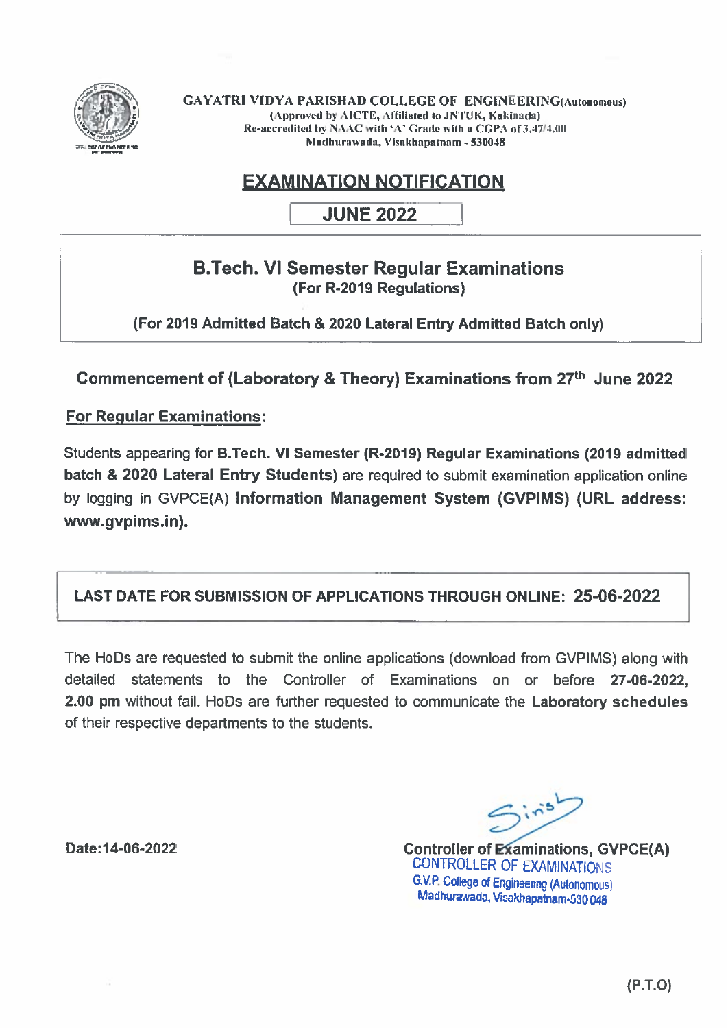GAYATRI VIDYA PARISHAD COLLEGE OF ENGINEERING(Autonomous)
(Approved by AICTE, Affiliated to JNTUK, Kakinada)
Re-accredited by NAAC with 'A' Grade with a CGPA of 3.47/4.00
Madhurawada, Visakhapatnam - 530048

# EXAMINATION NOTIFICATION

## JUNE 2022

### B.Tech. VI Semester Regular Examinations
**(For R-2019 Regulations)**

**(For 2019 Admitted Batch & 2020 Lateral Entry Admitted Batch only)**

### Commencement of (Laboratory & Theory) Examinations from 27th June 2022

**For Regular Examinations:**

Students appearing for **B.Tech. VI Semester (R-2019) Regular Examinations (2019 admitted batch & 2020 Lateral Entry Students)** are required to submit examination application online by logging in GVPCE(A) **Information Management System (GVPIMS) (URL address: www.gvpims.in).**

**LAST DATE FOR SUBMISSION OF APPLICATIONS THROUGH ONLINE: 25-06-2022**

The HoDs are requested to submit the online applications (download from GVPIMS) along with detailed statements to the Controller of Examinations on or before **27-06-2022, 2.00 pm** without fail. HoDs are further requested to communicate the **Laboratory schedules** of their respective departments to the students.

**Date:14-06-2022**

**Controller of Examinations, GVPCE(A)**
CONTROLLER OF EXAMINATIONS
G.V.P. College of Engineering (Autonomous)
Madhurawada, Visakhapatnam-530 048

(P.T.O)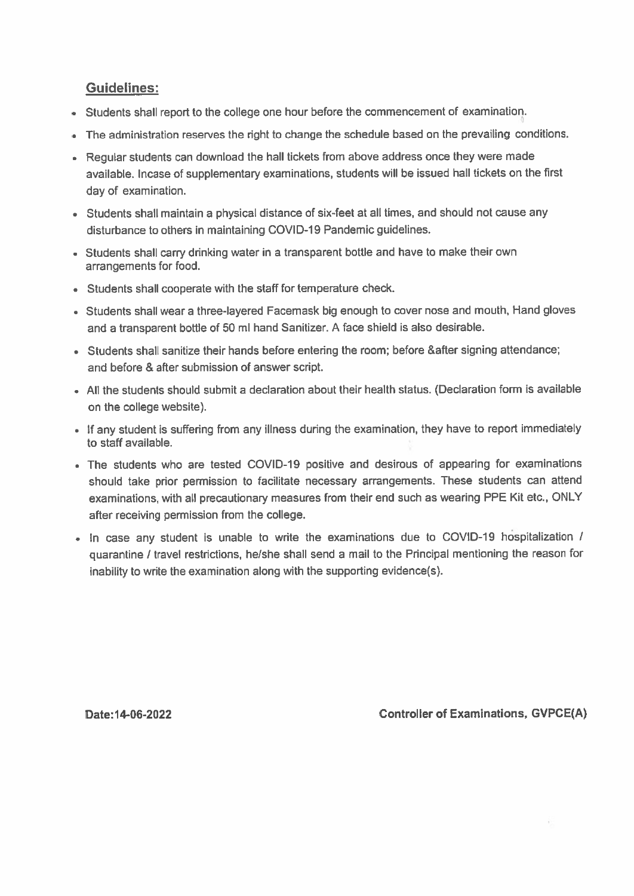## Guidelines:

- Students shall report to the college one hour before the commencement of examination.
- The administration reserves the right to change the schedule based on the prevailing conditions.
- Regular students can download the hall tickets from above address once they were made available. Incase of supplementary examinations, students will be issued hall tickets on the first day of examination.
- Students shall maintain a physical distance of six-feet at all times, and should not cause any disturbance to others in maintaining COVID-19 Pandemic guidelines.
- Students shall carry drinking water in a transparent bottle and have to make their own arrangements for food.
- Students shall cooperate with the staff for temperature check.
- Students shall wear a three-layered Facemask big enough to cover nose and mouth, Hand gloves and a transparent bottle of 50 ml hand Sanitizer. A face shield is also desirable.
- Students shall sanitize their hands before entering the room; before &after signing attendance; and before & after submission of answer script.
- All the students should submit a declaration about their health status. (Declaration form is available on the college website).
- If any student is suffering from any illness during the examination, they have to report immediately to staff available.
- The students who are tested COVID-19 positive and desirous of appearing for examinations should take prior permission to facilitate necessary arrangements. These students can attend examinations, with all precautionary measures from their end such as wearing PPE Kit etc., ONLY after receiving permission from the college.
- In case any student is unable to write the examinations due to COVID-19 hospitalization / quarantine / travel restrictions, he/she shall send a mail to the Principal mentioning the reason for inability to write the examination along with the supporting evidence(s).

**Date:14-06-2022**

**Controller of Examinations, GVPCE(A)**